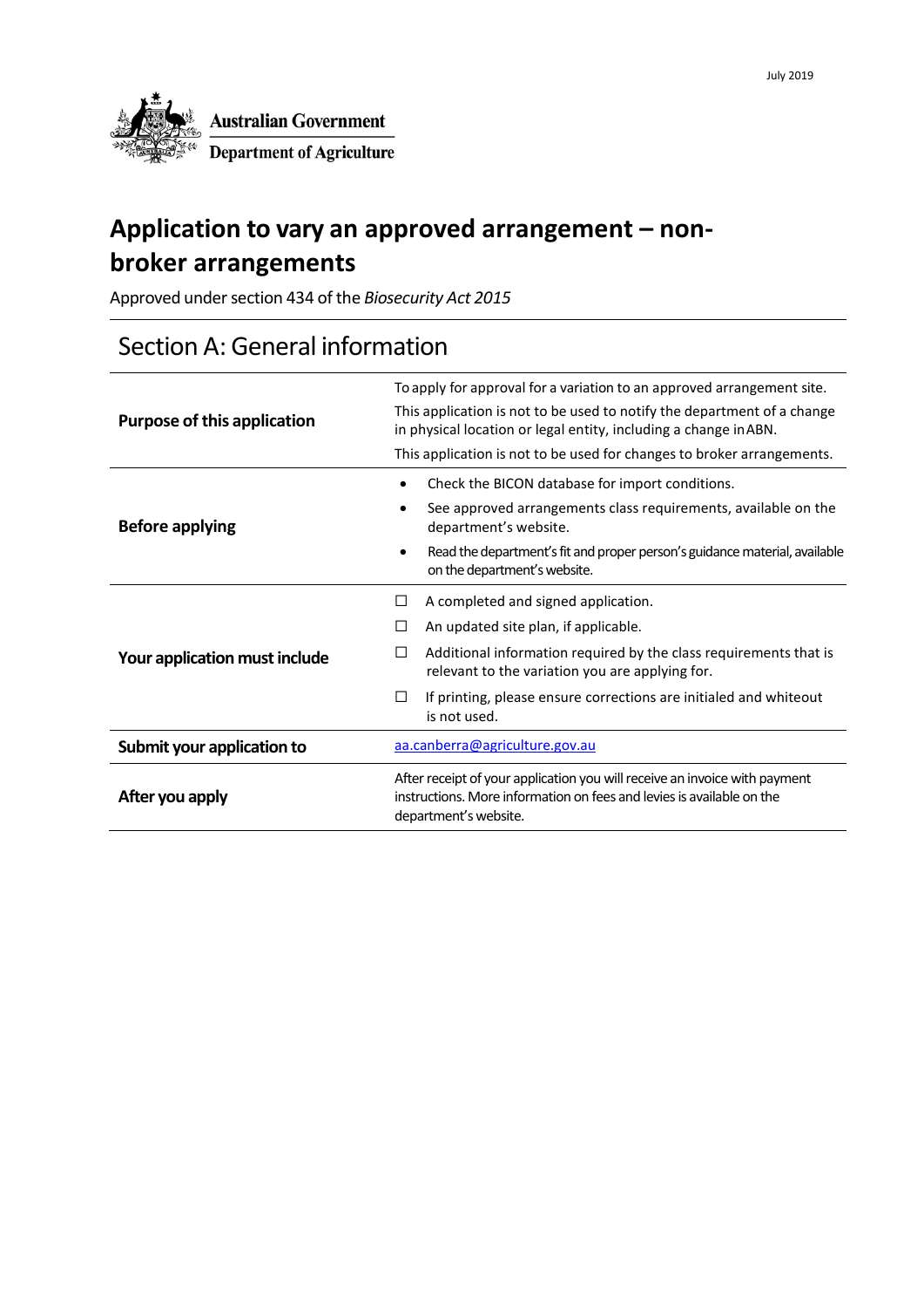July 2019

Australian Government
Department of Agriculture

# Application to vary an approved arrangement – non-broker arrangements

Approved under section 434 of the *Biosecurity Act 2015*

## Section A: General information

| | |
|---|---|
| **Purpose of this application** | To apply for approval for a variation to an approved arrangement site.<br>This application is not to be used to notify the department of a change in physical location or legal entity, including a change in ABN.<br>This application is not to be used for changes to broker arrangements. |
| **Before applying** | • Check the BICON database for import conditions.<br>• See approved arrangements class requirements, available on the department's website.<br>• Read the department's fit and proper person's guidance material, available on the department's website. |
| **Your application must include** | ☐ A completed and signed application.<br>☐ An updated site plan, if applicable.<br>☐ Additional information required by the class requirements that is relevant to the variation you are applying for.<br>☐ If printing, please ensure corrections are initialed and whiteout is not used. |
| **Submit your application to** | aa.canberra@agriculture.gov.au |
| **After you apply** | After receipt of your application you will receive an invoice with payment instructions. More information on fees and levies is available on the department's website. |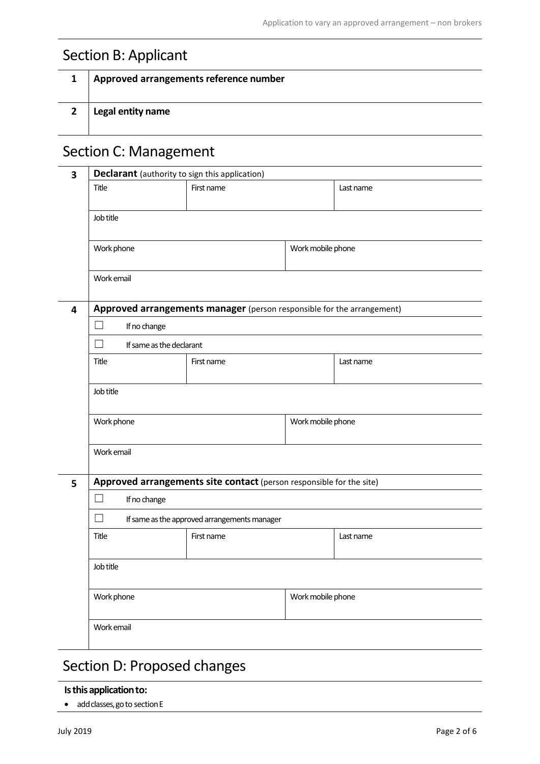## Section B: Applicant

| | |
|---|---|
| **1** | **Approved arrangements reference number** |
| **2** | **Legal entity name** |

## Section C: Management

**3** **Declarant** (authority to sign this application)

| Title | First name | Last name |
|---|---|---|
| | | |

| Job title | |
|---|---|
| | |

| Work phone | Work mobile phone |
|---|---|
| | |

| Work email |
|---|
| |

**4** **Approved arrangements manager** (person responsible for the arrangement)

☐ If no change

☐ If same as the declarant

| Title | First name | Last name |
|---|---|---|
| | | |

| Job title |
|---|
| |

| Work phone | Work mobile phone |
|---|---|
| | |

| Work email |
|---|
| |

**5** **Approved arrangements site contact** (person responsible for the site)

☐ If no change

☐ If same as the approved arrangements manager

| Title | First name | Last name |
|---|---|---|
| | | |

| Job title |
|---|
| |

| Work phone | Work mobile phone |
|---|---|
| | |

| Work email |
|---|
| |

## Section D: Proposed changes

**Is this application to:**

- add classes, go to section E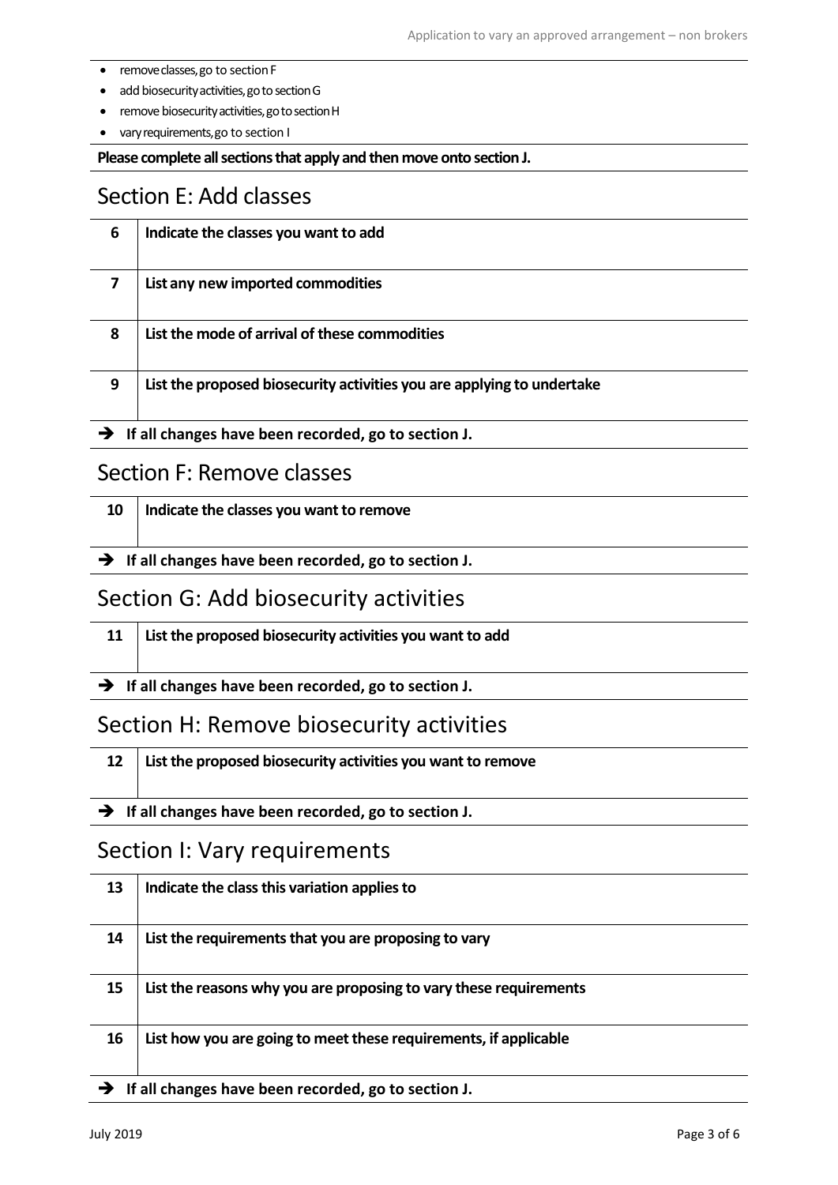- remove classes, go to section F
- add biosecurity activities, go to section G
- remove biosecurity activities, go to section H
- vary requirements, go to section I

**Please complete all sections that apply and then move onto section J.**

## Section E: Add classes

| | |
|---|---|
| **6** | **Indicate the classes you want to add** |
| **7** | **List any new imported commodities** |
| **8** | **List the mode of arrival of these commodities** |
| **9** | **List the proposed biosecurity activities you are applying to undertake** |

➔ **If all changes have been recorded, go to section J.**

## Section F: Remove classes

| | |
|---|---|
| **10** | **Indicate the classes you want to remove** |

➔ **If all changes have been recorded, go to section J.**

## Section G: Add biosecurity activities

| | |
|---|---|
| **11** | **List the proposed biosecurity activities you want to add** |

➔ **If all changes have been recorded, go to section J.**

## Section H: Remove biosecurity activities

| | |
|---|---|
| **12** | **List the proposed biosecurity activities you want to remove** |

➔ **If all changes have been recorded, go to section J.**

## Section I: Vary requirements

| | |
|---|---|
| **13** | **Indicate the class this variation applies to** |
| **14** | **List the requirements that you are proposing to vary** |
| **15** | **List the reasons why you are proposing to vary these requirements** |
| **16** | **List how you are going to meet these requirements, if applicable** |

➔ **If all changes have been recorded, go to section J.**

July 2019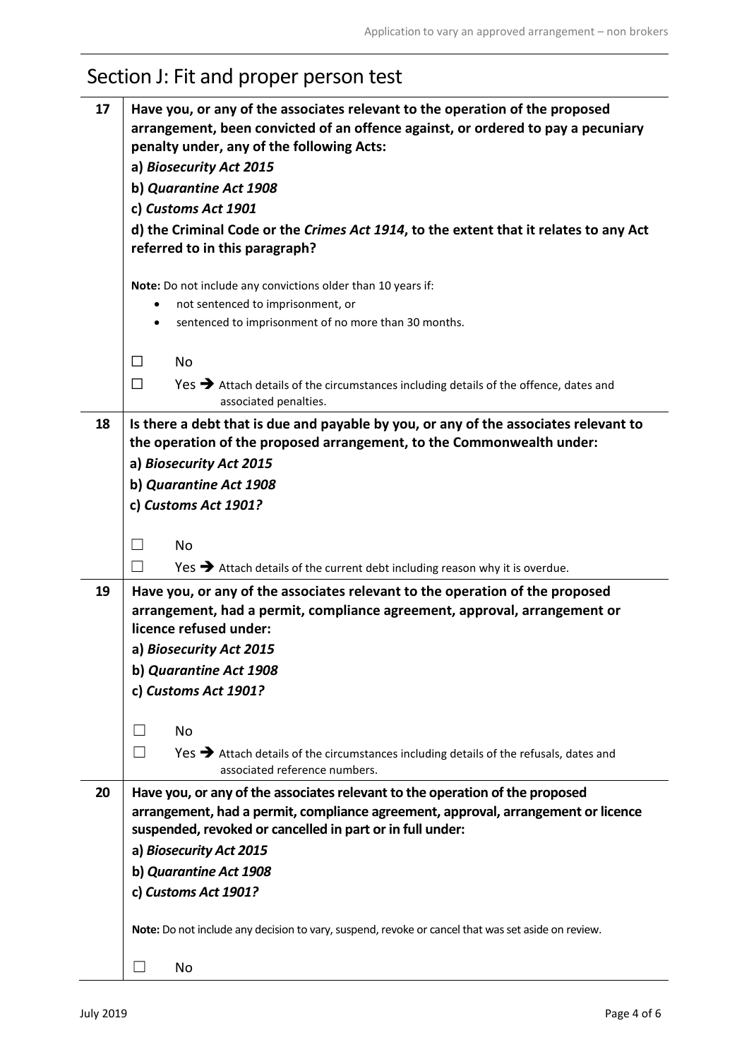## Section J: Fit and proper person test

| | |
|---|---|
| **17** | **Have you, or any of the associates relevant to the operation of the proposed arrangement, been convicted of an offence against, or ordered to pay a pecuniary penalty under, any of the following Acts:**<br>**a)** ***Biosecurity Act 2015***<br>**b)** ***Quarantine Act 1908***<br>**c)** ***Customs Act 1901***<br>**d) the Criminal Code or the** ***Crimes Act 1914*****, to the extent that it relates to any Act referred to in this paragraph?**<br><br>**Note:** Do not include any convictions older than 10 years if:<br>• not sentenced to imprisonment, or<br>• sentenced to imprisonment of no more than 30 months.<br><br>☐ No<br>☐ Yes ➔ Attach details of the circumstances including details of the offence, dates and associated penalties. |
| **18** | **Is there a debt that is due and payable by you, or any of the associates relevant to the operation of the proposed arrangement, to the Commonwealth under:**<br>**a)** ***Biosecurity Act 2015***<br>**b)** ***Quarantine Act 1908***<br>**c)** ***Customs Act 1901?***<br><br>☐ No<br>☐ Yes ➔ Attach details of the current debt including reason why it is overdue. |
| **19** | **Have you, or any of the associates relevant to the operation of the proposed arrangement, had a permit, compliance agreement, approval, arrangement or licence refused under:**<br>**a)** ***Biosecurity Act 2015***<br>**b)** ***Quarantine Act 1908***<br>**c)** ***Customs Act 1901?***<br><br>☐ No<br>☐ Yes ➔ Attach details of the circumstances including details of the refusals, dates and associated reference numbers. |
| **20** | **Have you, or any of the associates relevant to the operation of the proposed arrangement, had a permit, compliance agreement, approval, arrangement or licence suspended, revoked or cancelled in part or in full under:**<br>**a)** ***Biosecurity Act 2015***<br>**b)** ***Quarantine Act 1908***<br>**c)** ***Customs Act 1901?***<br><br>**Note:** Do not include any decision to vary, suspend, revoke or cancel that was set aside on review.<br><br>☐ No |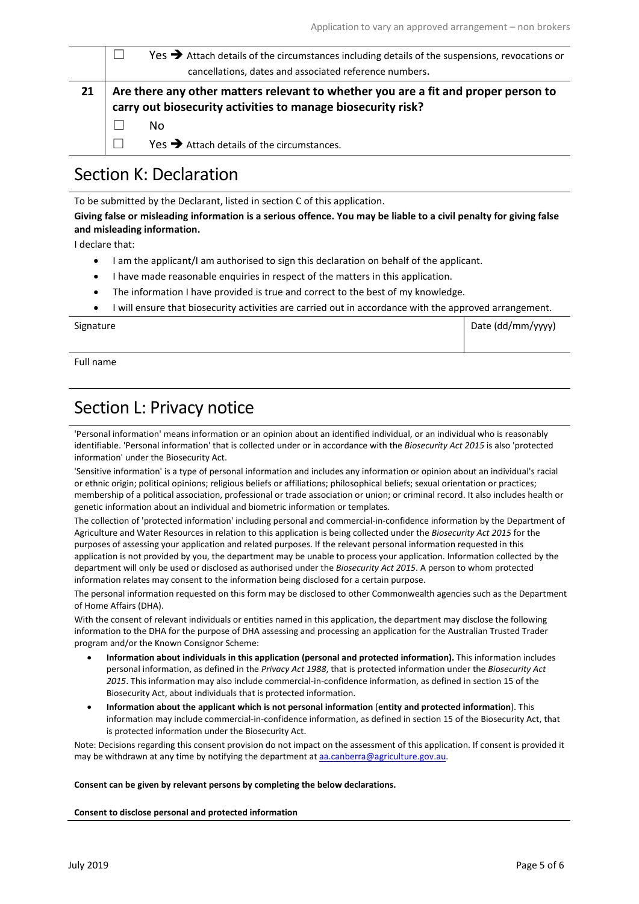| | |
|---|---|
| | ☐ Yes ➔ Attach details of the circumstances including details of the suspensions, revocations or cancellations, dates and associated reference numbers. |
| **21** | **Are there any other matters relevant to whether you are a fit and proper person to carry out biosecurity activities to manage biosecurity risk?** |
| | ☐ No |
| | ☐ Yes ➔ Attach details of the circumstances. |

## Section K: Declaration

To be submitted by the Declarant, listed in section C of this application.

**Giving false or misleading information is a serious offence. You may be liable to a civil penalty for giving false and misleading information.**

I declare that:

- I am the applicant/I am authorised to sign this declaration on behalf of the applicant.
- I have made reasonable enquiries in respect of the matters in this application.
- The information I have provided is true and correct to the best of my knowledge.
- I will ensure that biosecurity activities are carried out in accordance with the approved arrangement.

| Signature | Date (dd/mm/yyyy) |
|---|---|
| | |

Full name

## Section L: Privacy notice

'Personal information' means information or an opinion about an identified individual, or an individual who is reasonably identifiable. 'Personal information' that is collected under or in accordance with the *Biosecurity Act 2015* is also 'protected information' under the Biosecurity Act.

'Sensitive information' is a type of personal information and includes any information or opinion about an individual's racial or ethnic origin; political opinions; religious beliefs or affiliations; philosophical beliefs; sexual orientation or practices; membership of a political association, professional or trade association or union; or criminal record. It also includes health or genetic information about an individual and biometric information or templates.

The collection of 'protected information' including personal and commercial-in-confidence information by the Department of Agriculture and Water Resources in relation to this application is being collected under the *Biosecurity Act 2015* for the purposes of assessing your application and related purposes. If the relevant personal information requested in this application is not provided by you, the department may be unable to process your application. Information collected by the department will only be used or disclosed as authorised under the *Biosecurity Act 2015*. A person to whom protected information relates may consent to the information being disclosed for a certain purpose.

The personal information requested on this form may be disclosed to other Commonwealth agencies such as the Department of Home Affairs (DHA).

With the consent of relevant individuals or entities named in this application, the department may disclose the following information to the DHA for the purpose of DHA assessing and processing an application for the Australian Trusted Trader program and/or the Known Consignor Scheme:

- **Information about individuals in this application (personal and protected information).** This information includes personal information, as defined in the *Privacy Act 1988*, that is protected information under the *Biosecurity Act 2015*. This information may also include commercial-in-confidence information, as defined in section 15 of the Biosecurity Act, about individuals that is protected information.
- **Information about the applicant which is not personal information** (**entity and protected information**). This information may include commercial-in-confidence information, as defined in section 15 of the Biosecurity Act, that is protected information under the Biosecurity Act.

Note: Decisions regarding this consent provision do not impact on the assessment of this application. If consent is provided it may be withdrawn at any time by notifying the department at aa.canberra@agriculture.gov.au.

**Consent can be given by relevant persons by completing the below declarations.**

**Consent to disclose personal and protected information**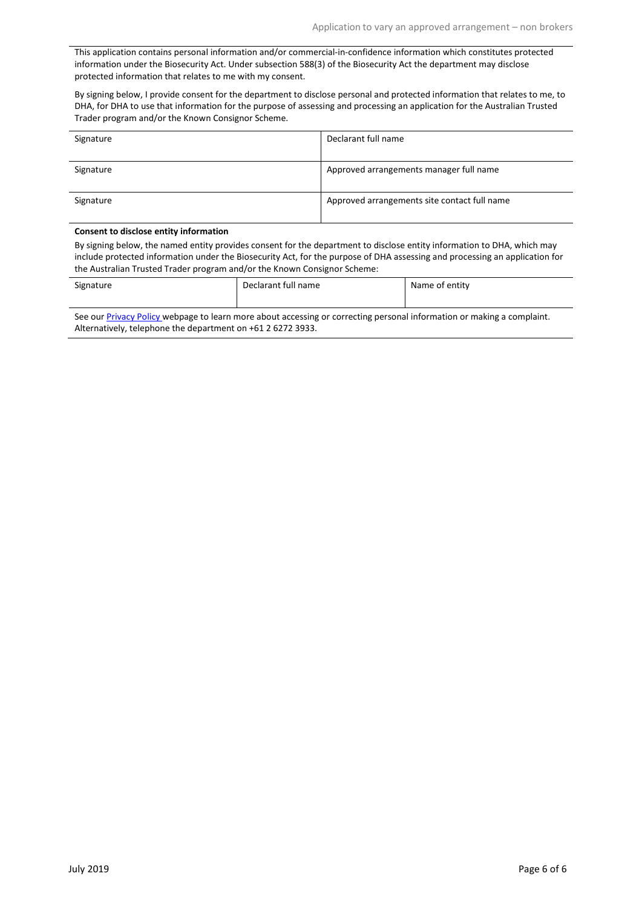This application contains personal information and/or commercial-in-confidence information which constitutes protected information under the Biosecurity Act. Under subsection 588(3) of the Biosecurity Act the department may disclose protected information that relates to me with my consent.

By signing below, I provide consent for the department to disclose personal and protected information that relates to me, to DHA, for DHA to use that information for the purpose of assessing and processing an application for the Australian Trusted Trader program and/or the Known Consignor Scheme.

| | |
|---|---|
| Signature | Declarant full name |
| Signature | Approved arrangements manager full name |
| Signature | Approved arrangements site contact full name |

**Consent to disclose entity information**

By signing below, the named entity provides consent for the department to disclose entity information to DHA, which may include protected information under the Biosecurity Act, for the purpose of DHA assessing and processing an application for the Australian Trusted Trader program and/or the Known Consignor Scheme:

| | | |
|---|---|---|
| Signature | Declarant full name | Name of entity |

See our [Privacy Policy](#) webpage to learn more about accessing or correcting personal information or making a complaint. Alternatively, telephone the department on +61 2 6272 3933.